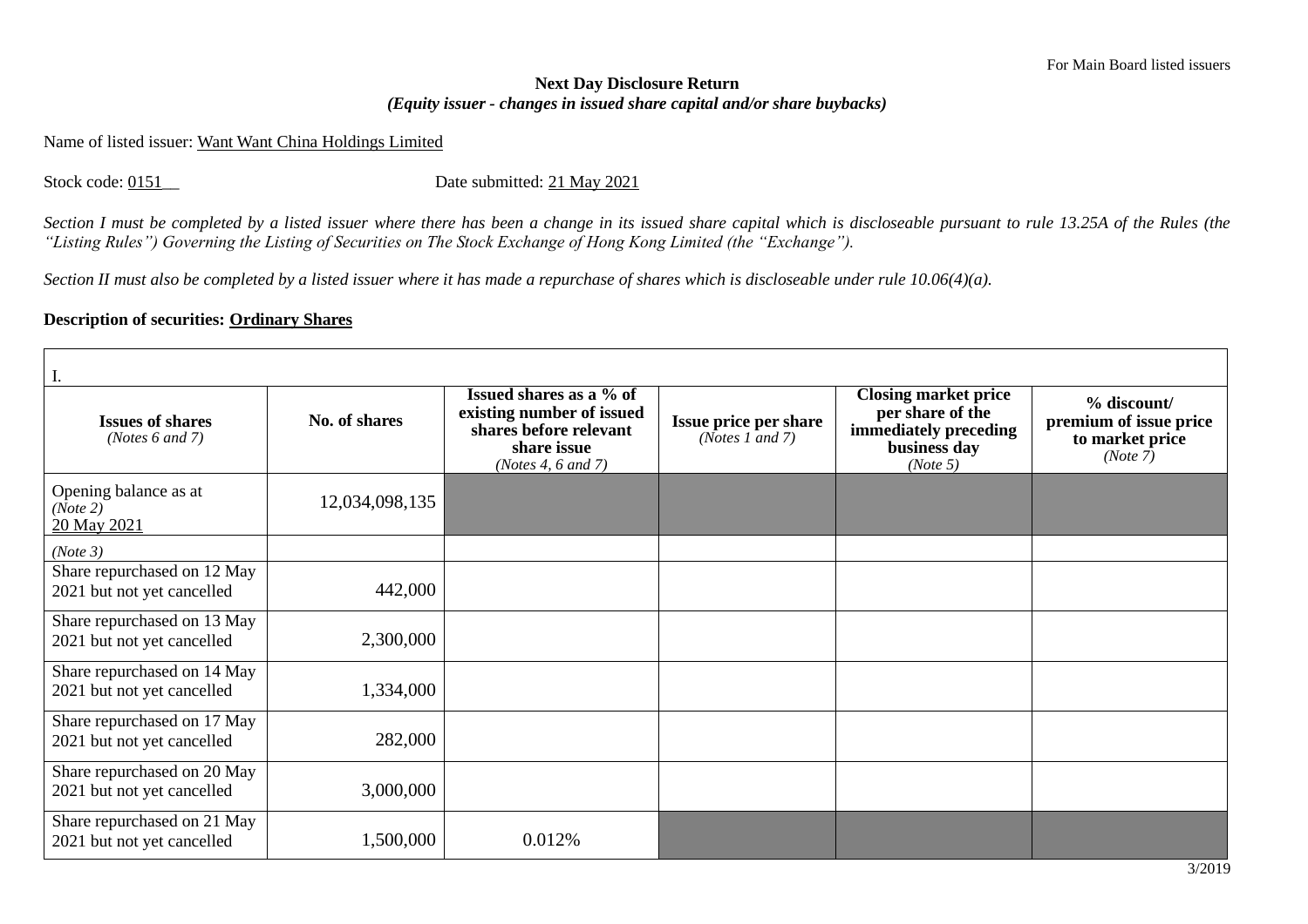For Main Board listed issuers

**Next Day Disclosure Return**
***(Equity issuer - changes in issued share capital and/or share buybacks)***

Name of listed issuer: Want Want China Holdings Limited

Stock code: 0151__ Date submitted: 21 May 2021

*Section I must be completed by a listed issuer where there has been a change in its issued share capital which is discloseable pursuant to rule 13.25A of the Rules (the "Listing Rules") Governing the Listing of Securities on The Stock Exchange of Hong Kong Limited (the "Exchange").*

*Section II must also be completed by a listed issuer where it has made a repurchase of shares which is discloseable under rule 10.06(4)(a).*

**Description of securities: Ordinary Shares**

| I. | | | | | |
|---|---|---|---|---|---|
| **Issues of shares** *(Notes 6 and 7)* | **No. of shares** | **Issued shares as a % of existing number of issued shares before relevant share issue** *(Notes 4, 6 and 7)* | **Issue price per share** *(Notes 1 and 7)* | **Closing market price per share of the immediately preceding business day** *(Note 5)* | **% discount/ premium of issue price to market price** *(Note 7)* |
| Opening balance as at *(Note 2)* 20 May 2021 | 12,034,098,135 | | | | |
| *(Note 3)* | | | | | |
| Share repurchased on 12 May 2021 but not yet cancelled | 442,000 | | | | |
| Share repurchased on 13 May 2021 but not yet cancelled | 2,300,000 | | | | |
| Share repurchased on 14 May 2021 but not yet cancelled | 1,334,000 | | | | |
| Share repurchased on 17 May 2021 but not yet cancelled | 282,000 | | | | |
| Share repurchased on 20 May 2021 but not yet cancelled | 3,000,000 | | | | |
| Share repurchased on 21 May 2021 but not yet cancelled | 1,500,000 | 0.012% | | | |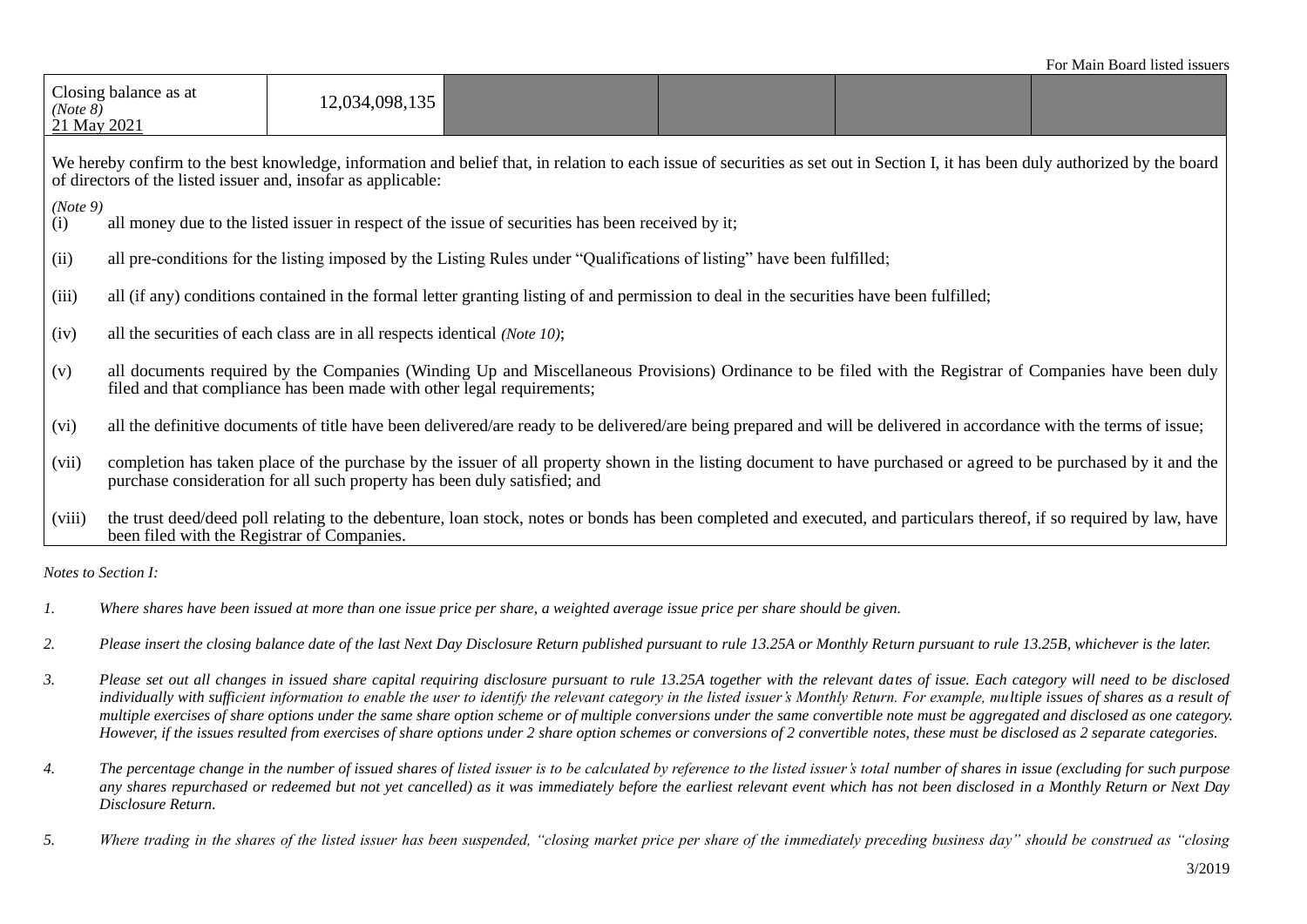| Closing balance as at (Note 8) 21 May 2021 | 12,034,098,135 | | | | |
|---|---|---|---|---|---|

We hereby confirm to the best knowledge, information and belief that, in relation to each issue of securities as set out in Section I, it has been duly authorized by the board of directors of the listed issuer and, insofar as applicable:

*(Note 9)*

(i) all money due to the listed issuer in respect of the issue of securities has been received by it;

(ii) all pre-conditions for the listing imposed by the Listing Rules under "Qualifications of listing" have been fulfilled;

(iii) all (if any) conditions contained in the formal letter granting listing of and permission to deal in the securities have been fulfilled;

(iv) all the securities of each class are in all respects identical *(Note 10)*;

(v) all documents required by the Companies (Winding Up and Miscellaneous Provisions) Ordinance to be filed with the Registrar of Companies have been duly filed and that compliance has been made with other legal requirements;

(vi) all the definitive documents of title have been delivered/are ready to be delivered/are being prepared and will be delivered in accordance with the terms of issue;

(vii) completion has taken place of the purchase by the issuer of all property shown in the listing document to have purchased or agreed to be purchased by it and the purchase consideration for all such property has been duly satisfied; and

(viii) the trust deed/deed poll relating to the debenture, loan stock, notes or bonds has been completed and executed, and particulars thereof, if so required by law, have been filed with the Registrar of Companies.

*Notes to Section I:*

1. *Where shares have been issued at more than one issue price per share, a weighted average issue price per share should be given.*

2. *Please insert the closing balance date of the last Next Day Disclosure Return published pursuant to rule 13.25A or Monthly Return pursuant to rule 13.25B, whichever is the later.*

3. *Please set out all changes in issued share capital requiring disclosure pursuant to rule 13.25A together with the relevant dates of issue. Each category will need to be disclosed individually with sufficient information to enable the user to identify the relevant category in the listed issuer's Monthly Return. For example, multiple issues of shares as a result of multiple exercises of share options under the same share option scheme or of multiple conversions under the same convertible note must be aggregated and disclosed as one category. However, if the issues resulted from exercises of share options under 2 share option schemes or conversions of 2 convertible notes, these must be disclosed as 2 separate categories.*

4. *The percentage change in the number of issued shares of listed issuer is to be calculated by reference to the listed issuer's total number of shares in issue (excluding for such purpose any shares repurchased or redeemed but not yet cancelled) as it was immediately before the earliest relevant event which has not been disclosed in a Monthly Return or Next Day Disclosure Return.*

5. *Where trading in the shares of the listed issuer has been suspended, "closing market price per share of the immediately preceding business day" should be construed as "closing*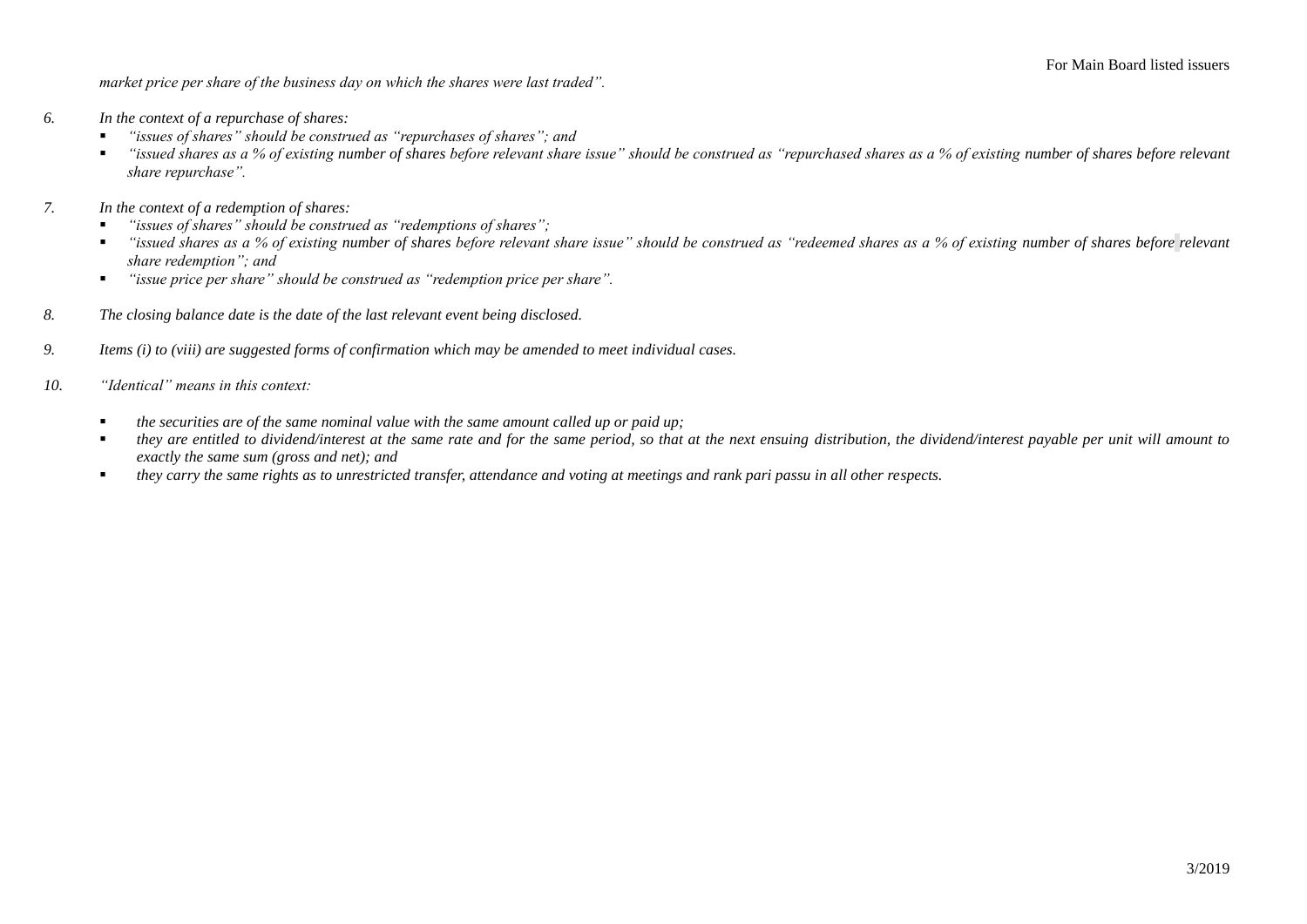*market price per share of the business day on which the shares were last traded".*

6. *In the context of a repurchase of shares:*
   - *"issues of shares" should be construed as "repurchases of shares"; and*
   - *"issued shares as a % of existing number of shares before relevant share issue" should be construed as "repurchased shares as a % of existing number of shares before relevant share repurchase".*

7. *In the context of a redemption of shares:*
   - *"issues of shares" should be construed as "redemptions of shares";*
   - *"issued shares as a % of existing number of shares before relevant share issue" should be construed as "redeemed shares as a % of existing number of shares before relevant share redemption"; and*
   - *"issue price per share" should be construed as "redemption price per share".*

8. *The closing balance date is the date of the last relevant event being disclosed.*

9. *Items (i) to (viii) are suggested forms of confirmation which may be amended to meet individual cases.*

10. *"Identical" means in this context:*
    - *the securities are of the same nominal value with the same amount called up or paid up;*
    - *they are entitled to dividend/interest at the same rate and for the same period, so that at the next ensuing distribution, the dividend/interest payable per unit will amount to exactly the same sum (gross and net); and*
    - *they carry the same rights as to unrestricted transfer, attendance and voting at meetings and rank pari passu in all other respects.*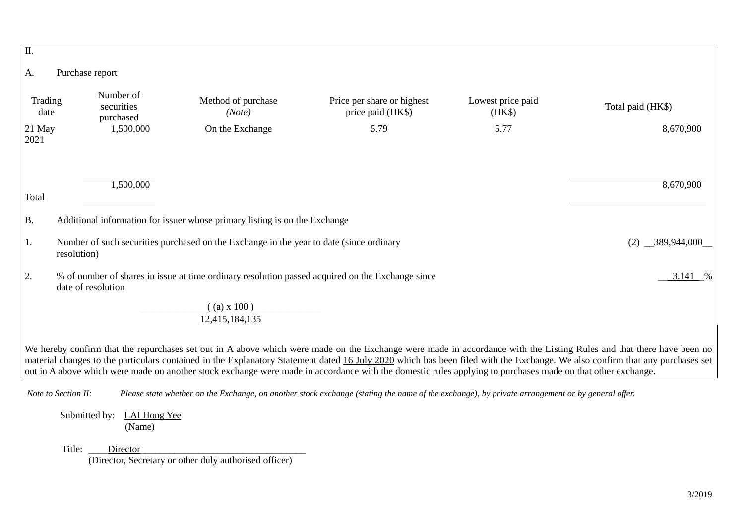II.

A. Purchase report

| Trading date | Number of securities purchased | Method of purchase *(Note)* | Price per share or highest price paid (HK$) | Lowest price paid (HK$) | Total paid (HK$) |
|---|---|---|---|---|---|
| 21 May 2021 | 1,500,000 | On the Exchange | 5.79 | 5.77 | 8,670,900 |
| Total | 1,500,000 | | | | 8,670,900 |

B. Additional information for issuer whose primary listing is on the Exchange

1. Number of such securities purchased on the Exchange in the year to date (since ordinary resolution) (2) __389,944,000__

2. % of number of shares in issue at time ordinary resolution passed acquired on the Exchange since date of resolution ___3.141__%

$$\frac{(\text{(a)} \times 100)}{12{,}415{,}184{,}135}$$

We hereby confirm that the repurchases set out in A above which were made on the Exchange were made in accordance with the Listing Rules and that there have been no material changes to the particulars contained in the Explanatory Statement dated 16 July 2020 which has been filed with the Exchange. We also confirm that any purchases set out in A above which were made on another stock exchange were made in accordance with the domestic rules applying to purchases made on that other exchange.

*Note to Section II: Please state whether on the Exchange, on another stock exchange (stating the name of the exchange), by private arrangement or by general offer.*

Submitted by: LAI Hong Yee
(Name)

Title: ____Director__________________________________
(Director, Secretary or other duly authorised officer)